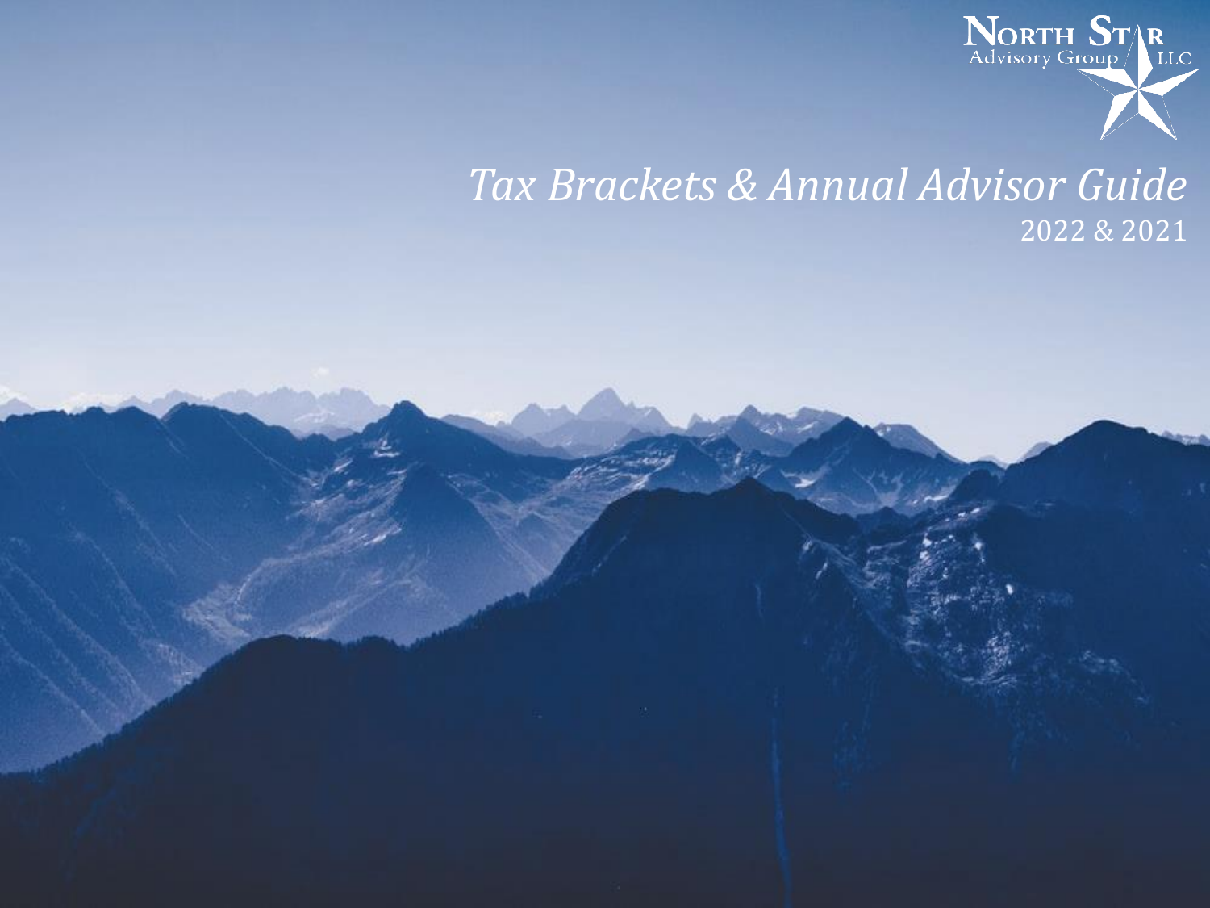North Star Advisory Group LLC

# *Tax Brackets & Annual Advisor Guide*

2022 & 2021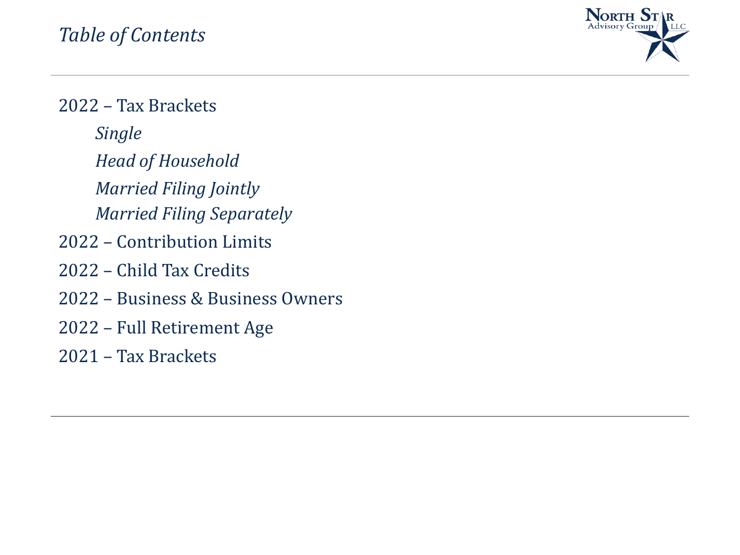# *Table of Contents*

2022 – Tax Brackets

- *Single*
- *Head of Household*
- *Married Filing Jointly*
- *Married Filing Separately*

2022 – Contribution Limits

2022 – Child Tax Credits

2022 – Business & Business Owners

2022 – Full Retirement Age

2021 – Tax Brackets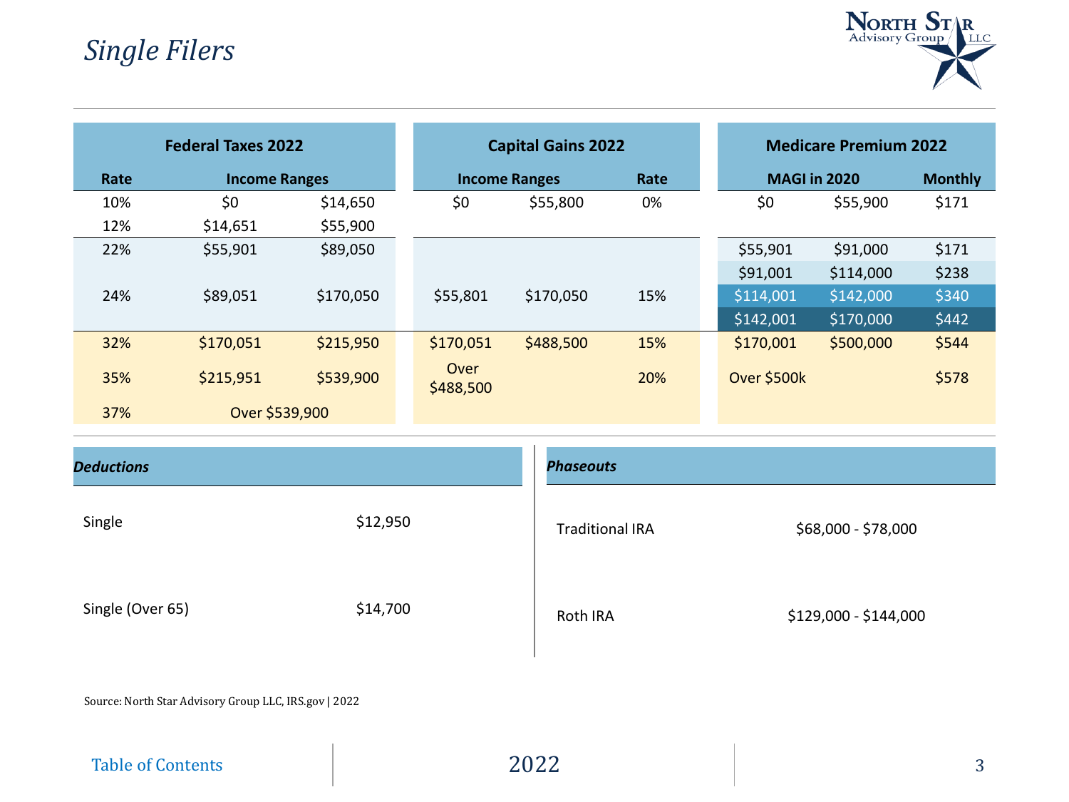# *Single Filers*

| Federal Taxes 2022 | | |
|---|---|---|
| Rate | Income Ranges | |
| 10% | $0 | $14,650 |
| 12% | $14,651 | $55,900 |
| 22% | $55,901 | $89,050 |
| 24% | $89,051 | $170,050 |
| 32% | $170,051 | $215,950 |
| 35% | $215,951 | $539,900 |
| 37% | Over $539,900 | |

| Capital Gains 2022 | | |
|---|---|---|
| Income Ranges | | Rate |
| $0 | $55,800 | 0% |
| $55,801 | $170,050 | 15% |
| $170,051 | $488,500 | 15% |
| Over $488,500 | | 20% |

| Medicare Premium 2022 | | |
|---|---|---|
| MAGI in 2020 | | Monthly |
| $0 | $55,900 | $171 |
| $55,901 | $91,000 | $171 |
| $91,001 | $114,000 | $238 |
| $114,001 | $142,000 | $340 |
| $142,001 | $170,000 | $442 |
| $170,001 | $500,000 | $544 |
| Over $500k | | $578 |

| ***Deductions*** | |
|---|---|
| Single | $12,950 |
| Single (Over 65) | $14,700 |

| ***Phaseouts*** | |
|---|---|
| Traditional IRA | $68,000 - $78,000 |
| Roth IRA | $129,000 - $144,000 |

Source: North Star Advisory Group LLC, IRS.gov | 2022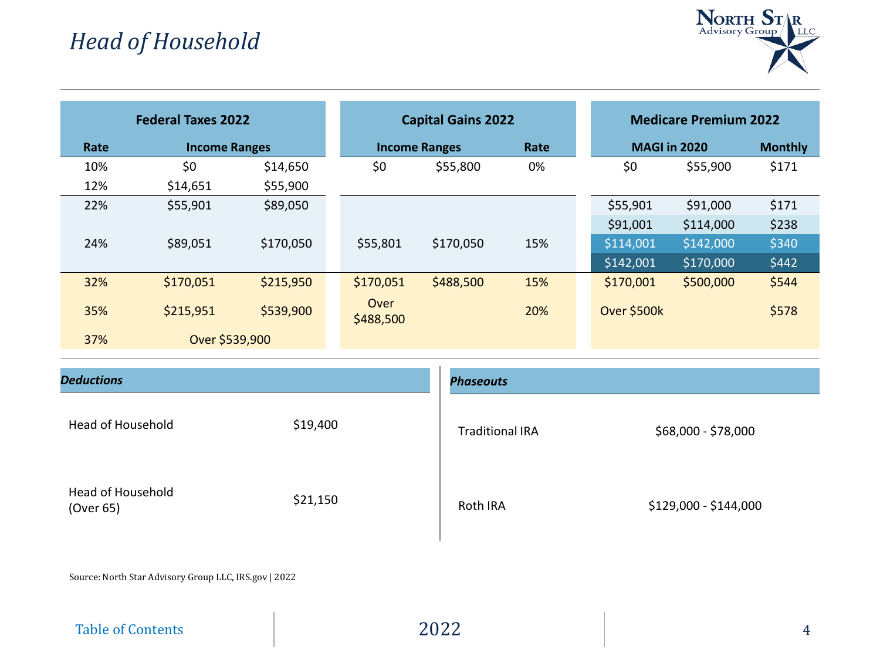# Head of Household

| Federal Taxes 2022 | | |
|---|---|---|
| Rate | Income Ranges | |
| 10% | $0 | $14,650 |
| 12% | $14,651 | $55,900 |
| 22% | $55,901 | $89,050 |
| 24% | $89,051 | $170,050 |
| 32% | $170,051 | $215,950 |
| 35% | $215,951 | $539,900 |
| 37% | Over $539,900 | |

| Capital Gains 2022 | | |
|---|---|---|
| Income Ranges | | Rate |
| $0 | $55,800 | 0% |
| $55,801 | $170,050 | 15% |
| $170,051 | $488,500 | 15% |
| Over $488,500 | | 20% |

| Medicare Premium 2022 | | |
|---|---|---|
| MAGI in 2020 | | Monthly |
| $0 | $55,900 | $171 |
| $55,901 | $91,000 | $171 |
| $91,001 | $114,000 | $238 |
| $114,001 | $142,000 | $340 |
| $142,001 | $170,000 | $442 |
| $170,001 | $500,000 | $544 |
| Over $500k | | $578 |

***Deductions***

| | |
|---|---|
| Head of Household | $19,400 |
| Head of Household (Over 65) | $21,150 |

***Phaseouts***

| | |
|---|---|
| Traditional IRA | $68,000 - $78,000 |
| Roth IRA | $129,000 - $144,000 |

Source: North Star Advisory Group LLC, IRS.gov | 2022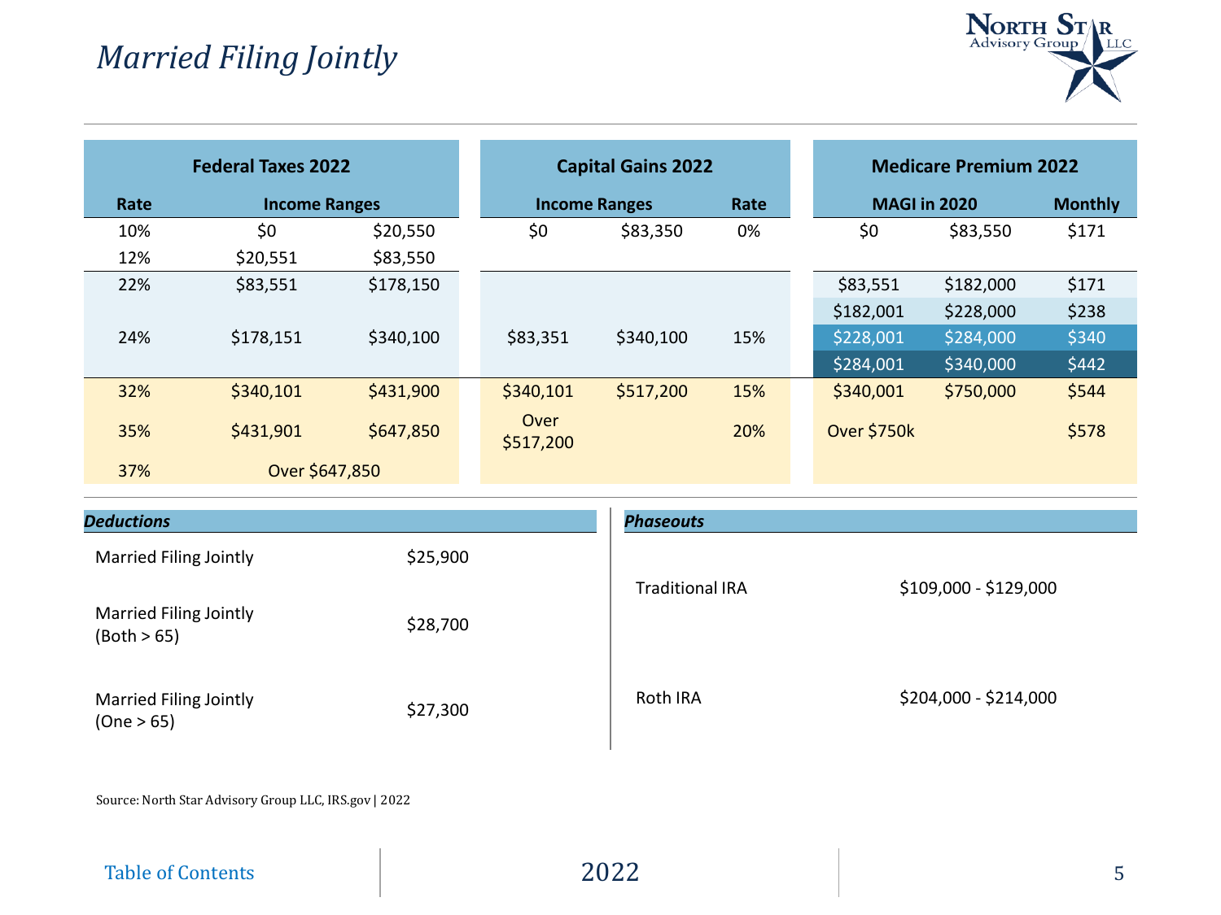# *Married Filing Jointly*

## Federal Taxes 2022

| Rate | Income Ranges | |
|---|---|---|
| 10% | $0 | $20,550 |
| 12% | $20,551 | $83,550 |
| 22% | $83,551 | $178,150 |
| 24% | $178,151 | $340,100 |
| 32% | $340,101 | $431,900 |
| 35% | $431,901 | $647,850 |
| 37% | Over $647,850 | |

## Capital Gains 2022

| Income Ranges | | Rate |
|---|---|---|
| $0 | $83,350 | 0% |
| $83,351 | $340,100 | 15% |
| $340,101 | $517,200 | 15% |
| Over $517,200 | | 20% |

## Medicare Premium 2022

| MAGI in 2020 | | Monthly |
|---|---|---|
| $0 | $83,550 | $171 |
| $83,551 | $182,000 | $171 |
| $182,001 | $228,000 | $238 |
| $228,001 | $284,000 | $340 |
| $284,001 | $340,000 | $442 |
| $340,001 | $750,000 | $544 |
| Over $750k | | $578 |

### *Deductions*

| | |
|---|---|
| Married Filing Jointly | $25,900 |
| Married Filing Jointly (Both > 65) | $28,700 |
| Married Filing Jointly (One > 65) | $27,300 |

### *Phaseouts*

| | |
|---|---|
| Traditional IRA | $109,000 - $129,000 |
| Roth IRA | $204,000 - $214,000 |

Source: North Star Advisory Group LLC, IRS.gov | 2022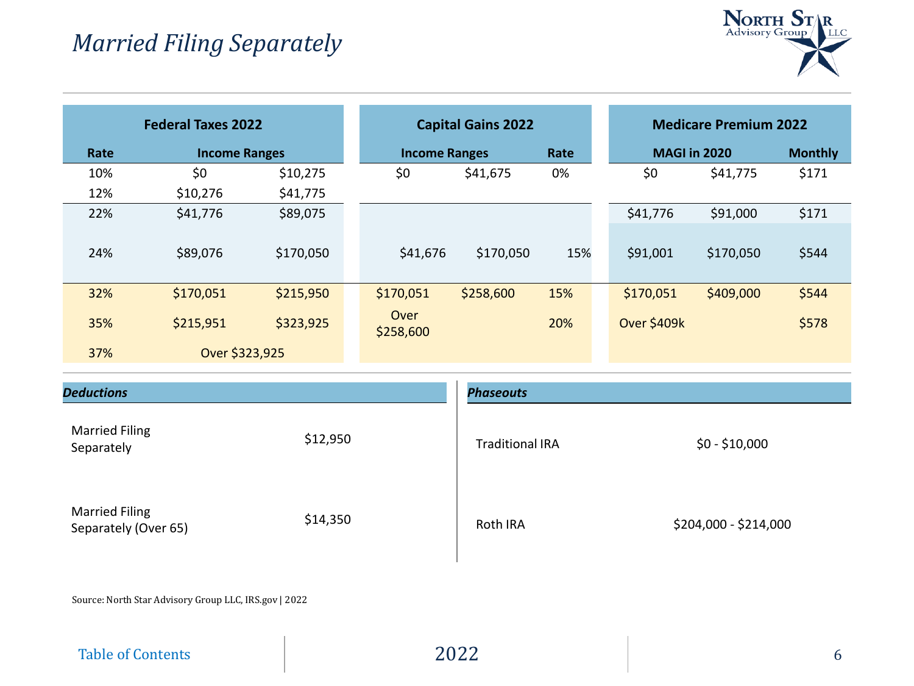# *Married Filing Separately*

| Federal Taxes 2022 | | |
|---|---|---|
| Rate | Income Ranges | |
| 10% | $0 | $10,275 |
| 12% | $10,276 | $41,775 |
| 22% | $41,776 | $89,075 |
| 24% | $89,076 | $170,050 |
| 32% | $170,051 | $215,950 |
| 35% | $215,951 | $323,925 |
| 37% | Over $323,925 | |

| Capital Gains 2022 | | |
|---|---|---|
| Income Ranges | | Rate |
| $0 | $41,675 | 0% |
| $41,676 | $170,050 | 15% |
| $170,051 | $258,600 | 15% |
| Over $258,600 | | 20% |

| Medicare Premium 2022 | | |
|---|---|---|
| MAGI in 2020 | | Monthly |
| $0 | $41,775 | $171 |
| $41,776 | $91,000 | $171 |
| $91,001 | $170,050 | $544 |
| $170,051 | $409,000 | $544 |
| Over $409k | | $578 |

***Deductions***

| | |
|---|---|
| Married Filing Separately | $12,950 |
| Married Filing Separately (Over 65) | $14,350 |

***Phaseouts***

| | |
|---|---|
| Traditional IRA | $0 - $10,000 |
| Roth IRA | $204,000 - $214,000 |

Source: North Star Advisory Group LLC, IRS.gov | 2022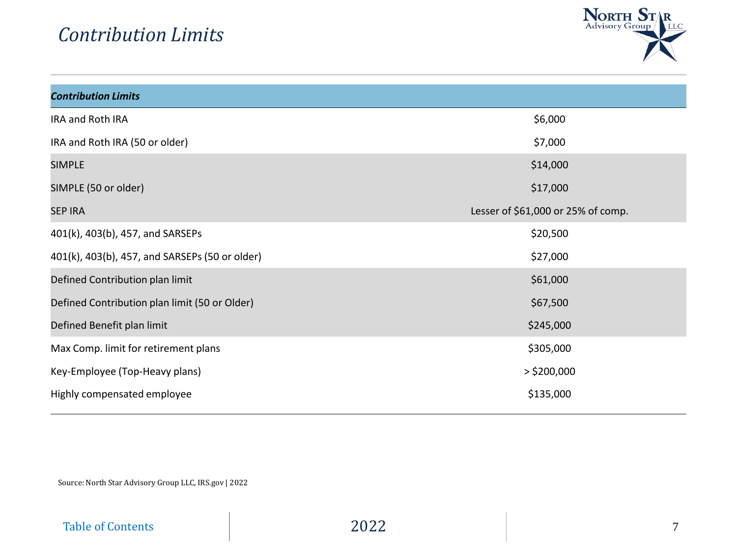# *Contribution Limits*

| ***Contribution Limits*** | |
|---|---|
| IRA and Roth IRA | $6,000 |
| IRA and Roth IRA (50 or older) | $7,000 |
| SIMPLE | $14,000 |
| SIMPLE (50 or older) | $17,000 |
| SEP IRA | Lesser of $61,000 or 25% of comp. |
| 401(k), 403(b), 457, and SARSEPs | $20,500 |
| 401(k), 403(b), 457, and SARSEPs (50 or older) | $27,000 |
| Defined Contribution plan limit | $61,000 |
| Defined Contribution plan limit (50 or Older) | $67,500 |
| Defined Benefit plan limit | $245,000 |
| Max Comp. limit for retirement plans | $305,000 |
| Key-Employee (Top-Heavy plans) | > $200,000 |
| Highly compensated employee | $135,000 |

Source: North Star Advisory Group LLC, IRS.gov | 2022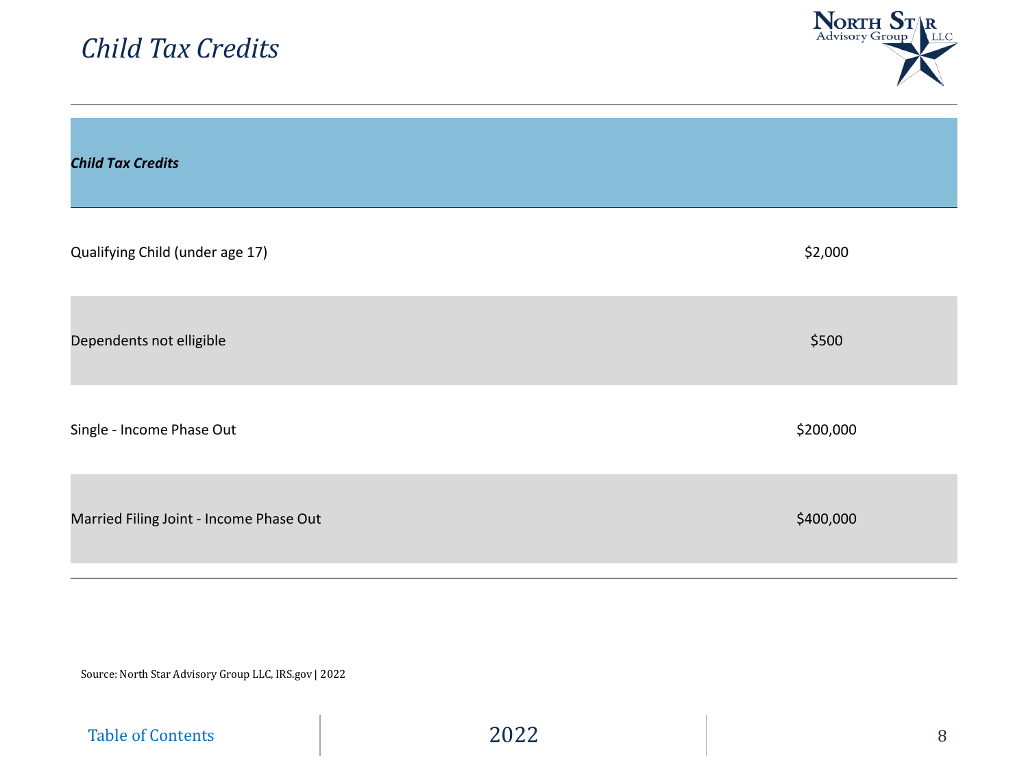# *Child Tax Credits*

| ***Child Tax Credits*** | |
|---|---|
| Qualifying Child (under age 17) | $2,000 |
| Dependents not elligible | $500 |
| Single - Income Phase Out | $200,000 |
| Married Filing Joint - Income Phase Out | $400,000 |

Source: North Star Advisory Group LLC, IRS.gov | 2022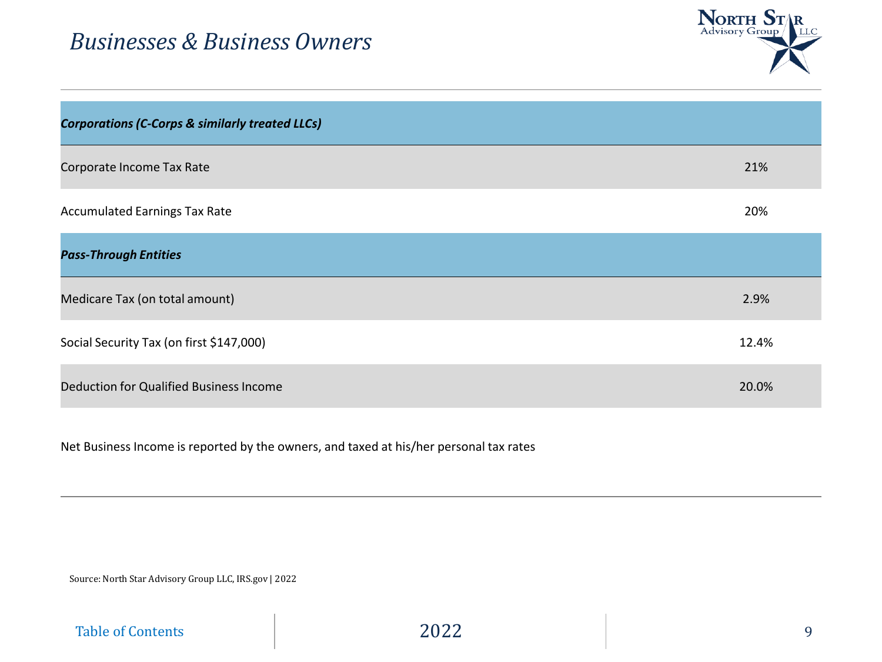# *Businesses & Business Owners*

| | |
|---|---|
| ***Corporations (C-Corps & similarly treated LLCs)*** | |
| Corporate Income Tax Rate | 21% |
| Accumulated Earnings Tax Rate | 20% |
| ***Pass-Through Entities*** | |
| Medicare Tax (on total amount) | 2.9% |
| Social Security Tax (on first $147,000) | 12.4% |
| Deduction for Qualified Business Income | 20.0% |

Net Business Income is reported by the owners, and taxed at his/her personal tax rates

Source: North Star Advisory Group LLC, IRS.gov | 2022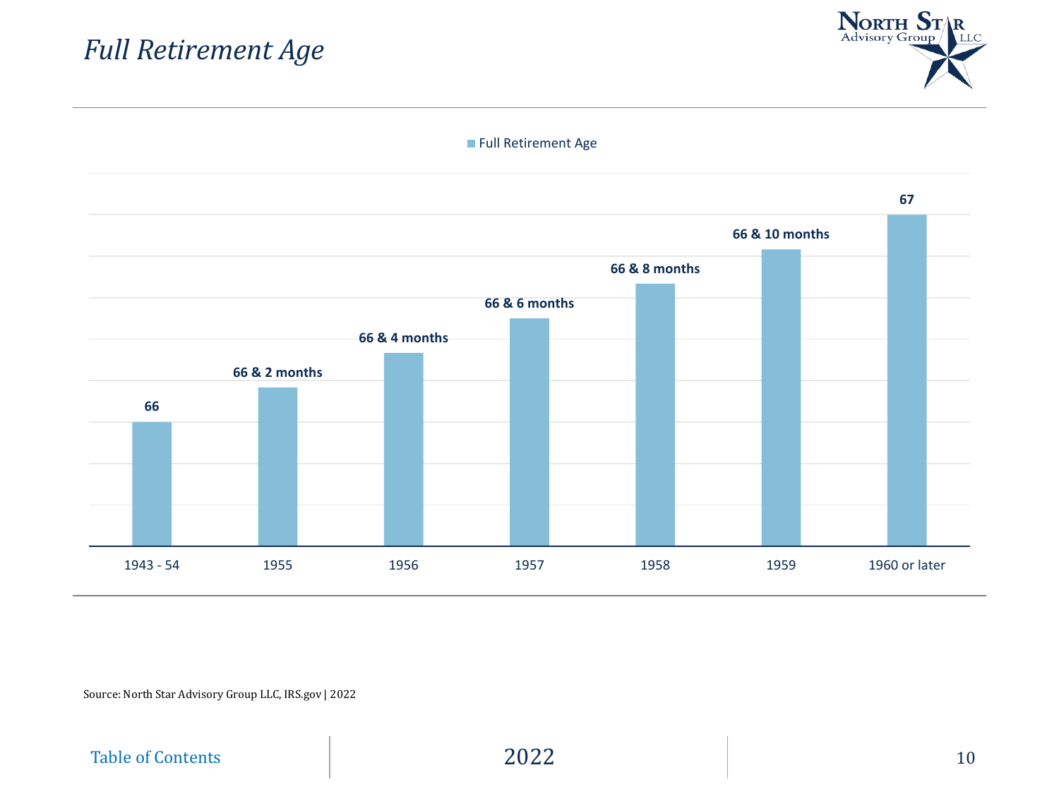# Full Retirement Age

Full Retirement Age

| Birth Year | Full Retirement Age |
|---|---|
| 1943 - 54 | 66 |
| 1955 | 66 & 2 months |
| 1956 | 66 & 4 months |
| 1957 | 66 & 6 months |
| 1958 | 66 & 8 months |
| 1959 | 66 & 10 months |
| 1960 or later | 67 |

Source: North Star Advisory Group LLC, IRS.gov | 2022

Table of Contents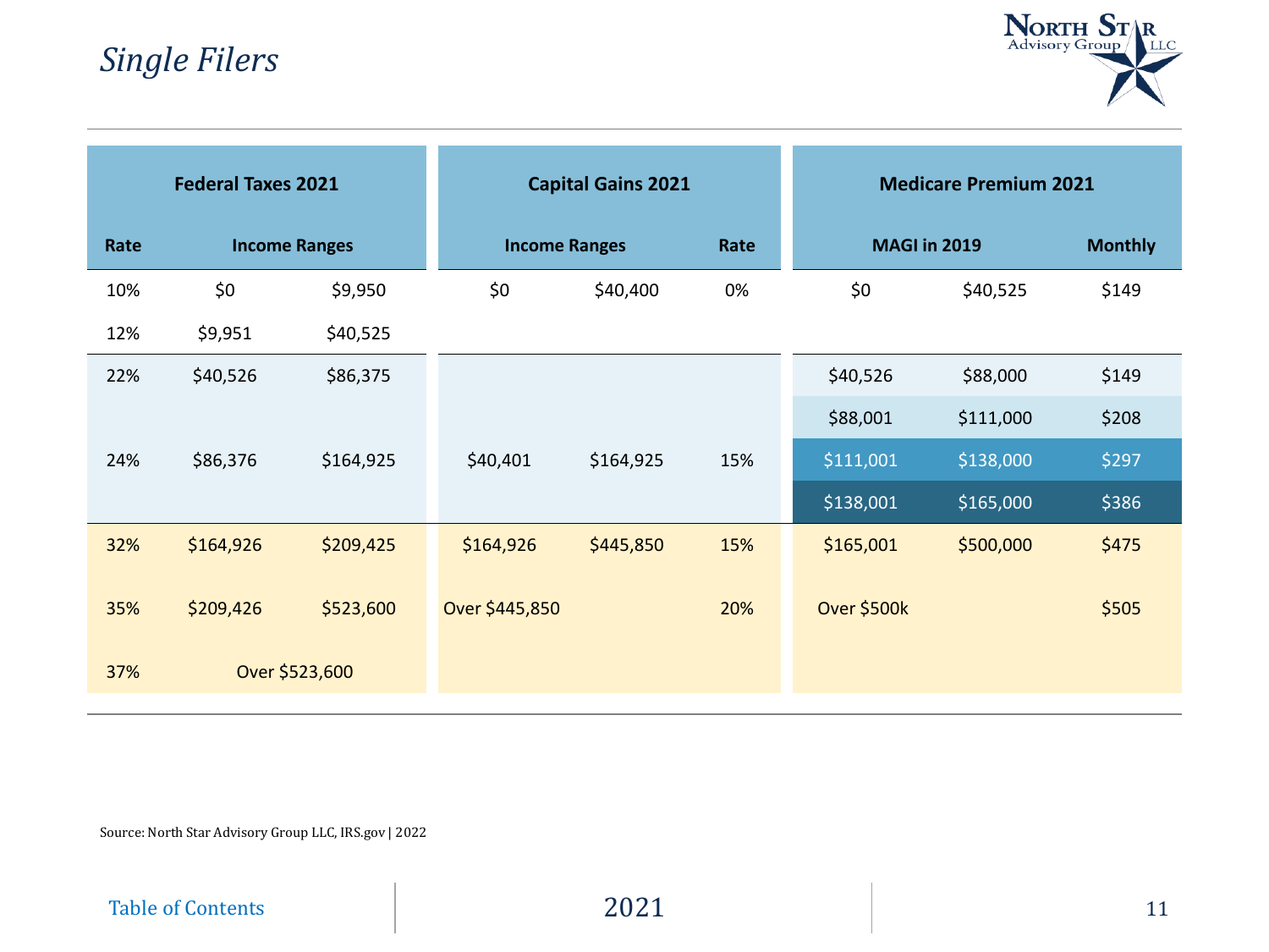# *Single Filers*

| Federal Taxes 2021 | | | Capital Gains 2021 | | | Medicare Premium 2021 | | |
|---|---|---|---|---|---|---|---|---|
| Rate | Income Ranges | | Income Ranges | | Rate | MAGI in 2019 | | Monthly |
| 10% | $0 | $9,950 | $0 | $40,400 | 0% | $0 | $40,525 | $149 |
| 12% | $9,951 | $40,525 | | | | | | |
| 22% | $40,526 | $86,375 | | | | $40,526 | $88,000 | $149 |
| | | | | | | $88,001 | $111,000 | $208 |
| 24% | $86,376 | $164,925 | $40,401 | $164,925 | 15% | $111,001 | $138,000 | $297 |
| | | | | | | $138,001 | $165,000 | $386 |
| 32% | $164,926 | $209,425 | $164,926 | $445,850 | 15% | $165,001 | $500,000 | $475 |
| 35% | $209,426 | $523,600 | Over $445,850 | | 20% | Over $500k | | $505 |
| 37% | Over $523,600 | | | | | | | |

Source: North Star Advisory Group LLC, IRS.gov | 2022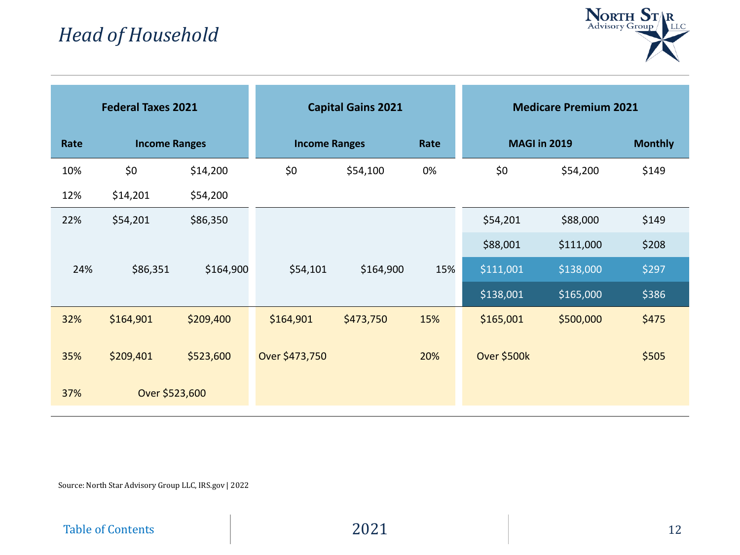# *Head of Household*

| Federal Taxes 2021 | | | Capital Gains 2021 | | | Medicare Premium 2021 | | |
|---|---|---|---|---|---|---|---|---|
| Rate | Income Ranges | | Income Ranges | | Rate | MAGI in 2019 | | Monthly |
| 10% | $0 | $14,200 | $0 | $54,100 | 0% | $0 | $54,200 | $149 |
| 12% | $14,201 | $54,200 | | | | | | |
| 22% | $54,201 | $86,350 | | | | $54,201 | $88,000 | $149 |
| | | | | | | $88,001 | $111,000 | $208 |
| 24% | $86,351 | $164,900 | $54,101 | $164,900 | 15% | $111,001 | $138,000 | $297 |
| | | | | | | $138,001 | $165,000 | $386 |
| 32% | $164,901 | $209,400 | $164,901 | $473,750 | 15% | $165,001 | $500,000 | $475 |
| 35% | $209,401 | $523,600 | Over $473,750 | | 20% | Over $500k | | $505 |
| 37% | Over $523,600 | | | | | | | |

Source: North Star Advisory Group LLC, IRS.gov | 2022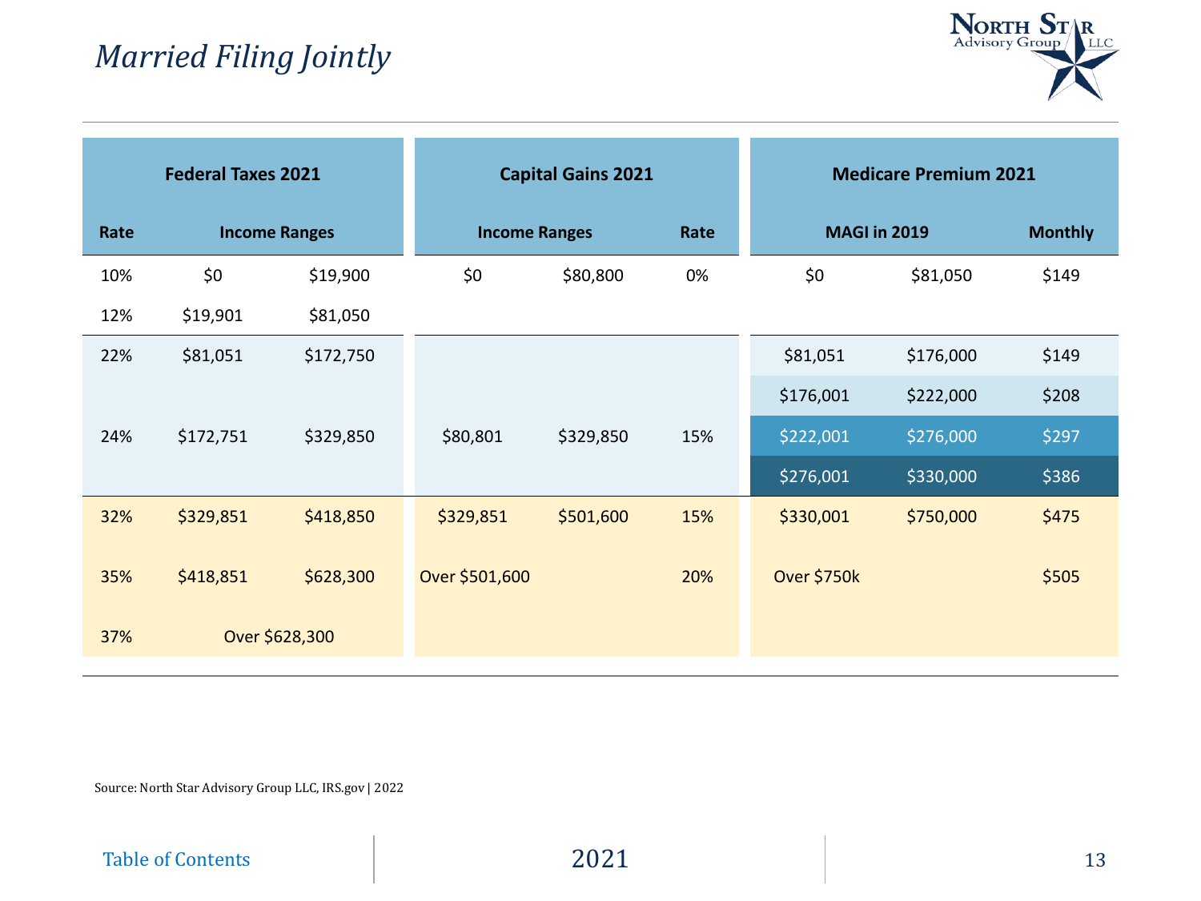# *Married Filing Jointly*

| Federal Taxes 2021 | | | Capital Gains 2021 | | | Medicare Premium 2021 | | |
|---|---|---|---|---|---|---|---|---|
| Rate | Income Ranges | | Income Ranges | | Rate | MAGI in 2019 | | Monthly |
| 10% | $0 | $19,900 | $0 | $80,800 | 0% | $0 | $81,050 | $149 |
| 12% | $19,901 | $81,050 | | | | | | |
| 22% | $81,051 | $172,750 | | | | $81,051 | $176,000 | $149 |
| | | | | | | $176,001 | $222,000 | $208 |
| 24% | $172,751 | $329,850 | $80,801 | $329,850 | 15% | $222,001 | $276,000 | $297 |
| | | | | | | $276,001 | $330,000 | $386 |
| 32% | $329,851 | $418,850 | $329,851 | $501,600 | 15% | $330,001 | $750,000 | $475 |
| 35% | $418,851 | $628,300 | Over $501,600 | | 20% | Over $750k | | $505 |
| 37% | Over $628,300 | | | | | | | |

Source: North Star Advisory Group LLC, IRS.gov | 2022

Table of Contents

2021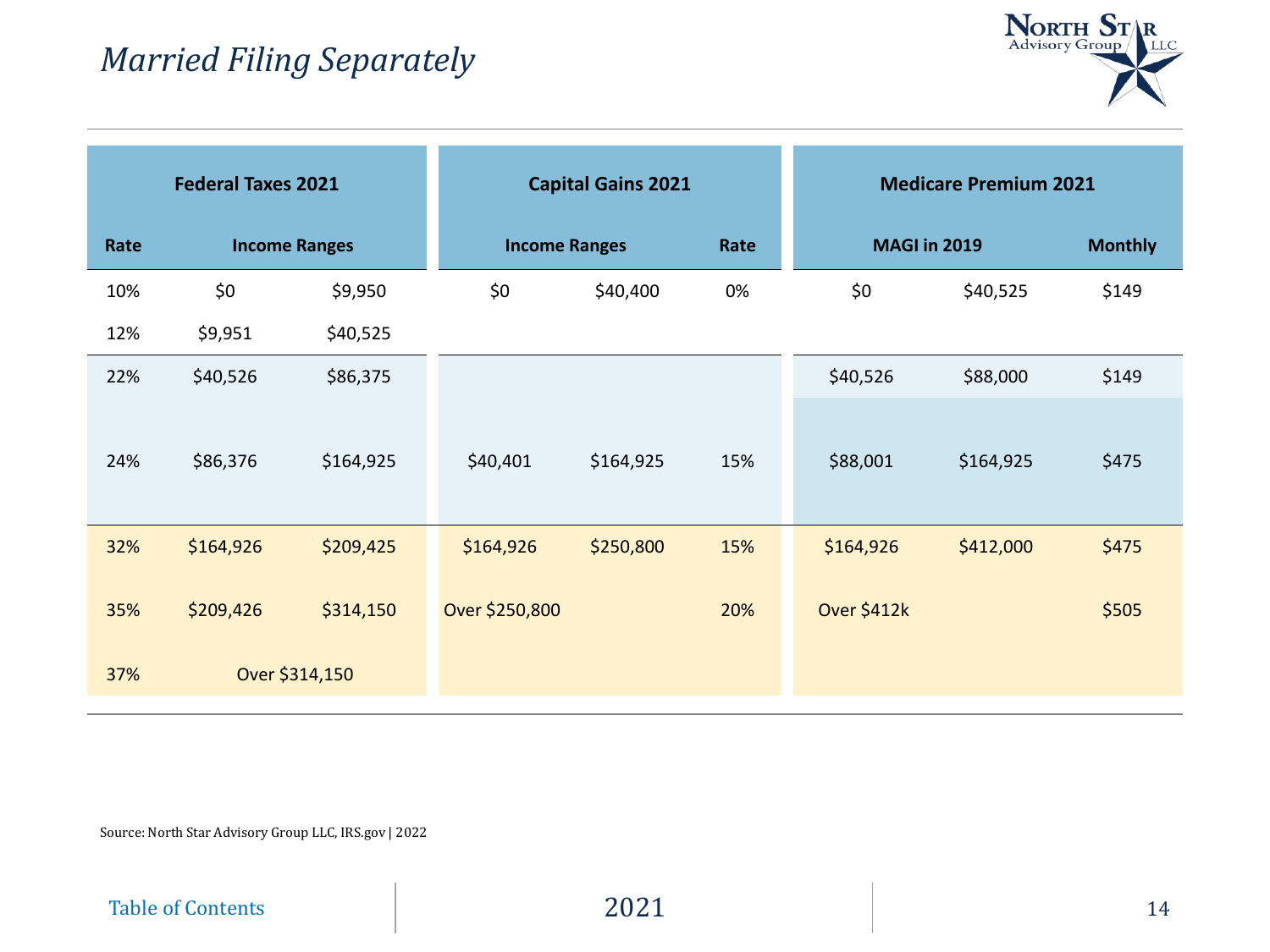# *Married Filing Separately*

| Federal Taxes 2021 | | | Capital Gains 2021 | | | Medicare Premium 2021 | | |
|---|---|---|---|---|---|---|---|---|
| Rate | Income Ranges | | Income Ranges | | Rate | MAGI in 2019 | | Monthly |
| 10% | $0 | $9,950 | $0 | $40,400 | 0% | $0 | $40,525 | $149 |
| 12% | $9,951 | $40,525 | | | | | | |
| 22% | $40,526 | $86,375 | | | | $40,526 | $88,000 | $149 |
| 24% | $86,376 | $164,925 | $40,401 | $164,925 | 15% | $88,001 | $164,925 | $475 |
| 32% | $164,926 | $209,425 | $164,926 | $250,800 | 15% | $164,926 | $412,000 | $475 |
| 35% | $209,426 | $314,150 | Over $250,800 | | 20% | Over $412k | | $505 |
| 37% | Over $314,150 | | | | | | | |

Source: North Star Advisory Group LLC, IRS.gov | 2022

Table of Contents

2021